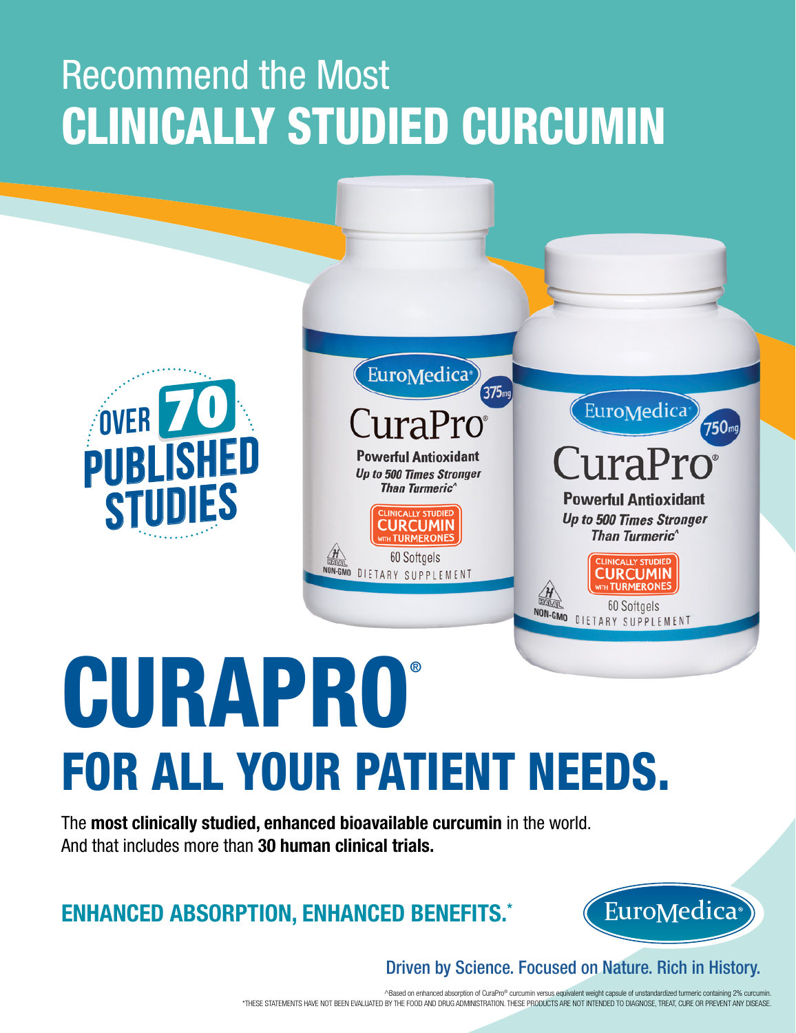# Recommend the Most **CLINICALLY STUDIED CURCUMIN**

OVER 70 PUBLISHED STUDIES

# CURAPRO®

## FOR ALL YOUR PATIENT NEEDS.

The **most clinically studied, enhanced bioavailable curcumin** in the world. And that includes more than **30 human clinical trials.**

### ENHANCED ABSORPTION, ENHANCED BENEFITS.*

EuroMedica®

Driven by Science. Focused on Nature. Rich in History.

^Based on enhanced absorption of CuraPro® curcumin versus equivalent weight capsule of unstandardized turmeric containing 2% curcumin.

*THESE STATEMENTS HAVE NOT BEEN EVALUATED BY THE FOOD AND DRUG ADMINISTRATION. THESE PRODUCTS ARE NOT INTENDED TO DIAGNOSE, TREAT, CURE OR PREVENT ANY DISEASE.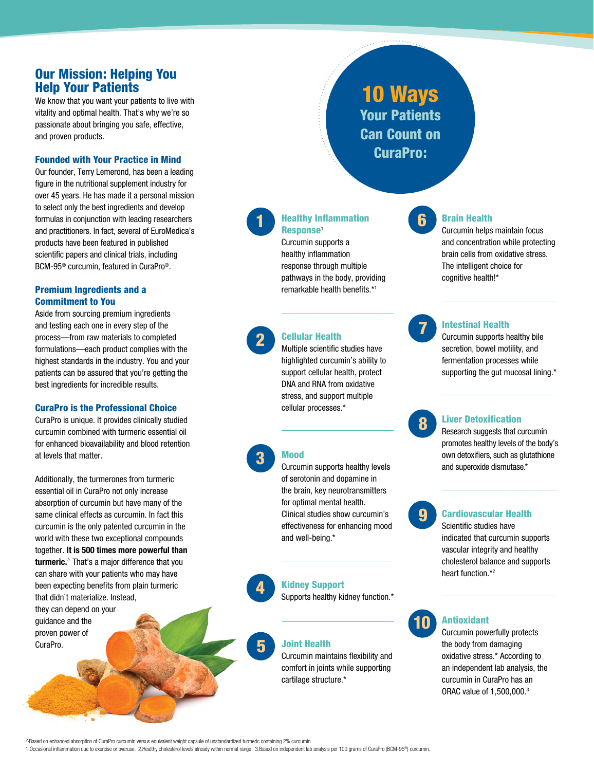## Our Mission: Helping You Help Your Patients

We know that you want your patients to live with vitality and optimal health. That's why we're so passionate about bringing you safe, effective, and proven products.

### Founded with Your Practice in Mind

Our founder, Terry Lemerond, has been a leading figure in the nutritional supplement industry for over 45 years. He has made it a personal mission to select only the best ingredients and develop formulas in conjunction with leading researchers and practitioners. In fact, several of EuroMedica's products have been featured in published scientific papers and clinical trials, including BCM-95® curcumin, featured in CuraPro®.

### Premium Ingredients and a Commitment to You

Aside from sourcing premium ingredients and testing each one in every step of the process—from raw materials to completed formulations—each product complies with the highest standards in the industry. You and your patients can be assured that you're getting the best ingredients for incredible results.

### CuraPro is the Professional Choice

CuraPro is unique. It provides clinically studied curcumin combined with turmeric essential oil for enhanced bioavailability and blood retention at levels that matter.

Additionally, the turmerones from turmeric essential oil in CuraPro not only increase absorption of curcumin but have many of the same clinical effects as curcumin. In fact this curcumin is the only patented curcumin in the world with these two exceptional compounds together. **It is 500 times more powerful than turmeric.**^ That's a major difference that you can share with your patients who may have been expecting benefits from plain turmeric that didn't materialize. Instead, they can depend on your guidance and the proven power of CuraPro.

## 10 Ways Your Patients Can Count on CuraPro:

**1. Healthy Inflammation Response[1]**
Curcumin supports a healthy inflammation response through multiple pathways in the body, providing remarkable health benefits.*[1]

**2. Cellular Health**
Multiple scientific studies have highlighted curcumin's ability to support cellular health, protect DNA and RNA from oxidative stress, and support multiple cellular processes.*

**3. Mood**
Curcumin supports healthy levels of serotonin and dopamine in the brain, key neurotransmitters for optimal mental health. Clinical studies show curcumin's effectiveness for enhancing mood and well-being.*

**4. Kidney Support**
Supports healthy kidney function.*

**5. Joint Health**
Curcumin maintains flexibility and comfort in joints while supporting cartilage structure.*

**6. Brain Health**
Curcumin helps maintain focus and concentration while protecting brain cells from oxidative stress. The intelligent choice for cognitive health!*

**7. Intestinal Health**
Curcumin supports healthy bile secretion, bowel motility, and fermentation processes while supporting the gut mucosal lining.*

**8. Liver Detoxification**
Research suggests that curcumin promotes healthy levels of the body's own detoxifiers, such as glutathione and superoxide dismutase.*

**9. Cardiovascular Health**
Scientific studies have indicated that curcumin supports vascular integrity and healthy cholesterol balance and supports heart function.*[2]

**10. Antioxidant**
Curcumin powerfully protects the body from damaging oxidative stress.* According to an independent lab analysis, the curcumin in CuraPro has an ORAC value of 1,500,000.[3]

^Based on enhanced absorption of CuraPro curcumin versus equivalent weight capsule of unstandardized turmeric containing 2% curcumin.
1.Occasional inflammation due to exercise or overuse. 2.Healthy cholesterol levels already within normal range. 3.Based on independent lab analysis per 100 grams of CuraPro (BCM-95®) curcumin.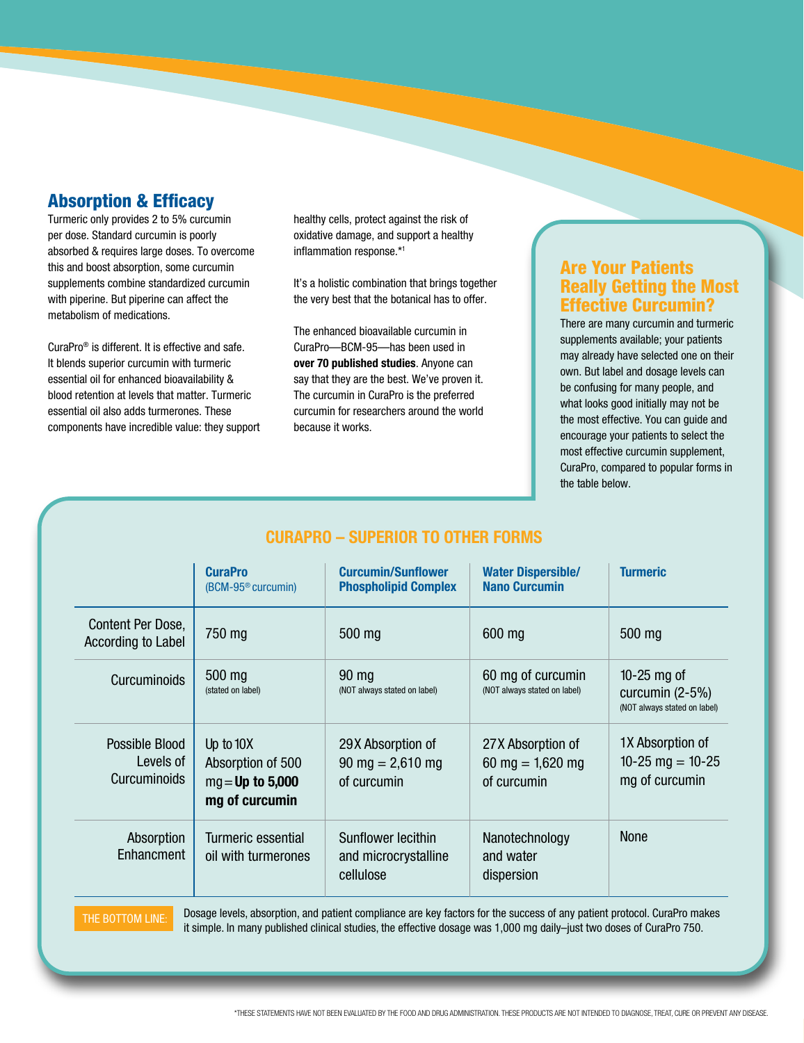## Absorption & Efficacy

Turmeric only provides 2 to 5% curcumin per dose. Standard curcumin is poorly absorbed & requires large doses. To overcome this and boost absorption, some curcumin supplements combine standardized curcumin with piperine. But piperine can affect the metabolism of medications.

CuraPro® is different. It is effective and safe. It blends superior curcumin with turmeric essential oil for enhanced bioavailability & blood retention at levels that matter. Turmeric essential oil also adds turmerones. These components have incredible value: they support healthy cells, protect against the risk of oxidative damage, and support a healthy inflammation response.*[1]

It's a holistic combination that brings together the very best that the botanical has to offer.

The enhanced bioavailable curcumin in CuraPro—BCM-95—has been used in **over 70 published studies**. Anyone can say that they are the best. We've proven it. The curcumin in CuraPro is the preferred curcumin for researchers around the world because it works.

## Are Your Patients Really Getting the Most Effective Curcumin?

There are many curcumin and turmeric supplements available; your patients may already have selected one on their own. But label and dosage levels can be confusing for many people, and what looks good initially may not be the most effective. You can guide and encourage your patients to select the most effective curcumin supplement, CuraPro, compared to popular forms in the table below.

### CURAPRO – SUPERIOR TO OTHER FORMS

| | CuraPro (BCM-95® curcumin) | Curcumin/Sunflower Phospholipid Complex | Water Dispersible/ Nano Curcumin | Turmeric |
|---|---|---|---|---|
| Content Per Dose, According to Label | 750 mg | 500 mg | 600 mg | 500 mg |
| Curcuminoids | 500 mg (stated on label) | 90 mg (NOT always stated on label) | 60 mg of curcumin (NOT always stated on label) | 10-25 mg of curcumin (2-5%) (NOT always stated on label) |
| Possible Blood Levels of Curcuminoids | Up to 10X Absorption of 500 mg = **Up to 5,000 mg of curcumin** | 29X Absorption of 90 mg = 2,610 mg of curcumin | 27X Absorption of 60 mg = 1,620 mg of curcumin | 1X Absorption of 10-25 mg = 10-25 mg of curcumin |
| Absorption Enhancment | Turmeric essential oil with turmerones | Sunflower lecithin and microcrystalline cellulose | Nanotechnology and water dispersion | None |

THE BOTTOM LINE: Dosage levels, absorption, and patient compliance are key factors for the success of any patient protocol. CuraPro makes it simple. In many published clinical studies, the effective dosage was 1,000 mg daily–just two doses of CuraPro 750.

*THESE STATEMENTS HAVE NOT BEEN EVALUATED BY THE FOOD AND DRUG ADMINISTRATION. THESE PRODUCTS ARE NOT INTENDED TO DIAGNOSE, TREAT, CURE OR PREVENT ANY DISEASE.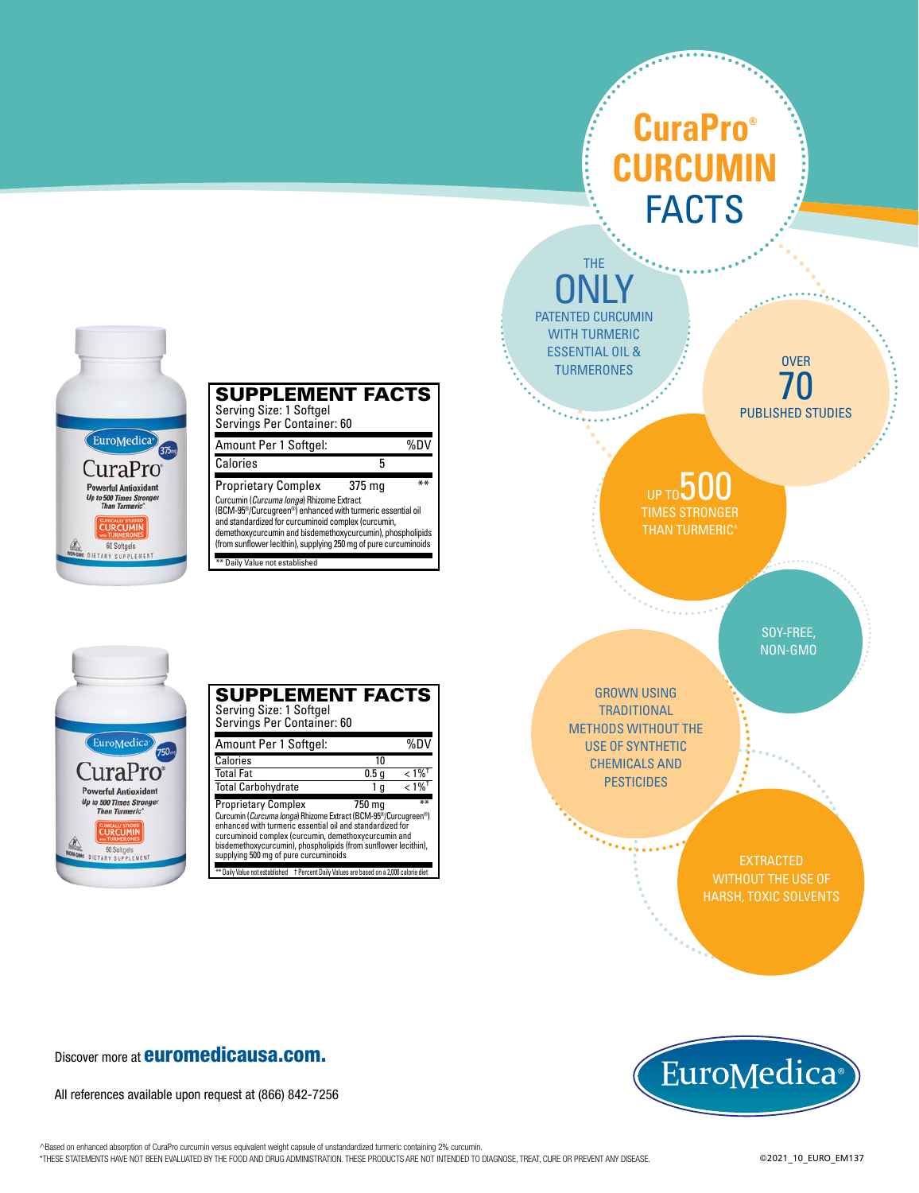# CuraPro® CURCUMIN FACTS

THE **ONLY** PATENTED CURCUMIN WITH TURMERIC ESSENTIAL OIL & TURMERONES

OVER **70** PUBLISHED STUDIES

UP TO **500** TIMES STRONGER THAN TURMERIC^

SOY-FREE, NON-GMO

GROWN USING TRADITIONAL METHODS WITHOUT THE USE OF SYNTHETIC CHEMICALS AND PESTICIDES

EXTRACTED WITHOUT THE USE OF HARSH, TOXIC SOLVENTS

## SUPPLEMENT FACTS

Serving Size: 1 Softgel
Servings Per Container: 60

| Amount Per 1 Softgel: | | %DV |
|---|---|---|
| Calories | 5 | |
| Proprietary Complex | 375 mg | ** |

Curcumin (*Curcuma longa*) Rhizome Extract (BCM-95®/Curcugreen®) enhanced with turmeric essential oil and standardized for curcuminoid complex (curcumin, demethoxycurcumin and bisdemethoxycurcumin), phospholipids (from sunflower lecithin), supplying 250 mg of pure curcuminoids

** Daily Value not established

## SUPPLEMENT FACTS

Serving Size: 1 Softgel
Servings Per Container: 60

| Amount Per 1 Softgel: | | %DV |
|---|---|---|
| Calories | 10 | |
| Total Fat | 0.5 g | < 1%† |
| Total Carbohydrate | 1 g | < 1%† |
| Proprietary Complex | 750 mg | ** |

Curcumin (*Curcuma longa*) Rhizome Extract (BCM-95®/Curcugreen®) enhanced with turmeric essential oil and standardized for curcuminoid complex (curcumin, demethoxycurcumin and bisdemethoxycurcumin), phospholipids (from sunflower lecithin), supplying 500 mg of pure curcuminoids

** Daily Value not established † Percent Daily Values are based on a 2,000 calorie diet

Discover more at **euromedicausa.com.**

All references available upon request at (866) 842-7256

EuroMedica®

^Based on enhanced absorption of CuraPro curcumin versus equivalent weight capsule of unstandardized turmeric containing 2% curcumin.
*THESE STATEMENTS HAVE NOT BEEN EVALUATED BY THE FOOD AND DRUG ADMINISTRATION. THESE PRODUCTS ARE NOT INTENDED TO DIAGNOSE, TREAT, CURE OR PREVENT ANY DISEASE.

©2021_10_EURO_EM137